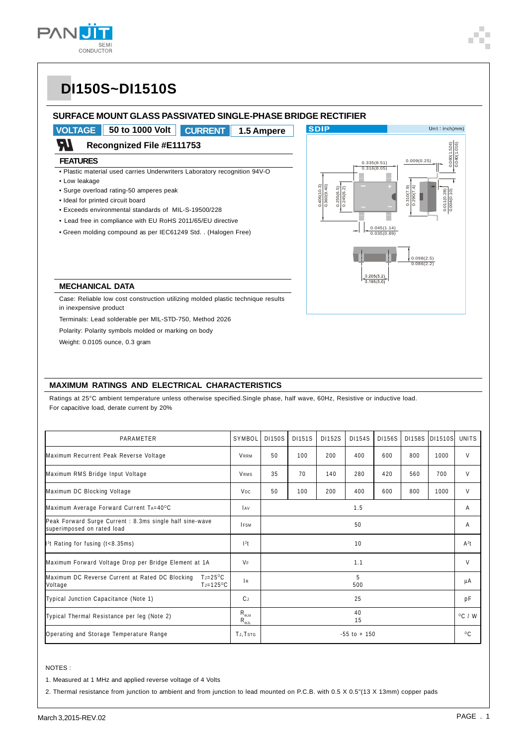# DI150S~DI1510S

## SURFACE MOUNT GLASS PASSIVATED SINGLE-PHASE BRIDGE RECTIFIER

**VOLTAGE** 50 to 1000 Volt **CURRENT** 1.5 Ampere

Recongnized File #E111753

### FEATURES

- Plastic material used carries Underwriters Laboratory recognition 94V-O
- Low leakage
- Surge overload rating-50 amperes peak
- Ideal for printed circuit board
- Exceeds environmental standards of MIL-S-19500/228
- Lead free in compliance with EU RoHS 2011/65/EU directive
- Green molding compound as per IEC61249 Std. . (Halogen Free)

SDIP Unit : inch(mm)

0.335(8.51) 0.316(8.05); 0.009(0.25); 0.060(1.524) 0.040(1.016); 0.406(10.3) 0.360(9.40); 0.255(6.5) 0.245(6.2); 0.310(7.9) 0.290(7.4); 0.011(0.28) 0.004(0.10); 0.045(1.14) 0.035(0.89); 0.098(2.5) 0.086(2.2); 0.205(5.2) 0.195(5.0)

### MECHANICAL DATA

Case: Reliable low cost construction utilizing molded plastic technique results in inexpensive product

Terminals: Lead solderable per MIL-STD-750, Method 2026

Polarity: Polarity symbols molded or marking on body

Weight: 0.0105 ounce, 0.3 gram

### MAXIMUM RATINGS AND ELECTRICAL CHARACTERISTICS

Ratings at 25°C ambient temperature unless otherwise specified.Single phase, half wave, 60Hz, Resistive or inductive load.
For capacitive load, derate current by 20%

| PARAMETER | SYMBOL | DI150S | DI151S | DI152S | DI154S | DI156S | DI158S | DI1510S | UNITS |
|---|---|---|---|---|---|---|---|---|---|
| Maximum Recurrent Peak Reverse Voltage | $V_{RRM}$ | 50 | 100 | 200 | 400 | 600 | 800 | 1000 | V |
| Maximum RMS Bridge Input Voltage | $V_{RMS}$ | 35 | 70 | 140 | 280 | 420 | 560 | 700 | V |
| Maximum DC Blocking Voltage | $V_{DC}$ | 50 | 100 | 200 | 400 | 600 | 800 | 1000 | V |
| Maximum Average Forward Current $T_A$=40°C | $I_{AV}$ | 1.5 | | | | | | | A |
| Peak Forward Surge Current : 8.3ms single half sine-wave superimposed on rated load | $I_{FSM}$ | 50 | | | | | | | A |
| $I^2t$ Rating for fusing (t<8.35ms) | $I^2t$ | 10 | | | | | | | $A^2t$ |
| Maximum Forward Voltage Drop per Bridge Element at 1A | $V_F$ | 1.1 | | | | | | | V |
| Maximum DC Reverse Current at Rated DC Blocking Voltage $T_J$=25°C / $T_J$=125°C | $I_R$ | 5 / 500 | | | | | | | μA |
| Typical Junction Capacitance (Note 1) | $C_J$ | 25 | | | | | | | pF |
| Typical Thermal Resistance per leg (Note 2) | $R_{θJA}$ / $R_{θJL}$ | 40 / 15 | | | | | | | °C / W |
| Operating and Storage Temperature Range | $T_J$, $T_{STG}$ | -55 to + 150 | | | | | | | °C |

NOTES :

1. Measured at 1 MHz and applied reverse voltage of 4 Volts
2. Thermal resistance from junction to ambient and from junction to lead mounted on P.C.B. with 0.5 X 0.5"(13 X 13mm) copper pads

March 3,2015-REV.02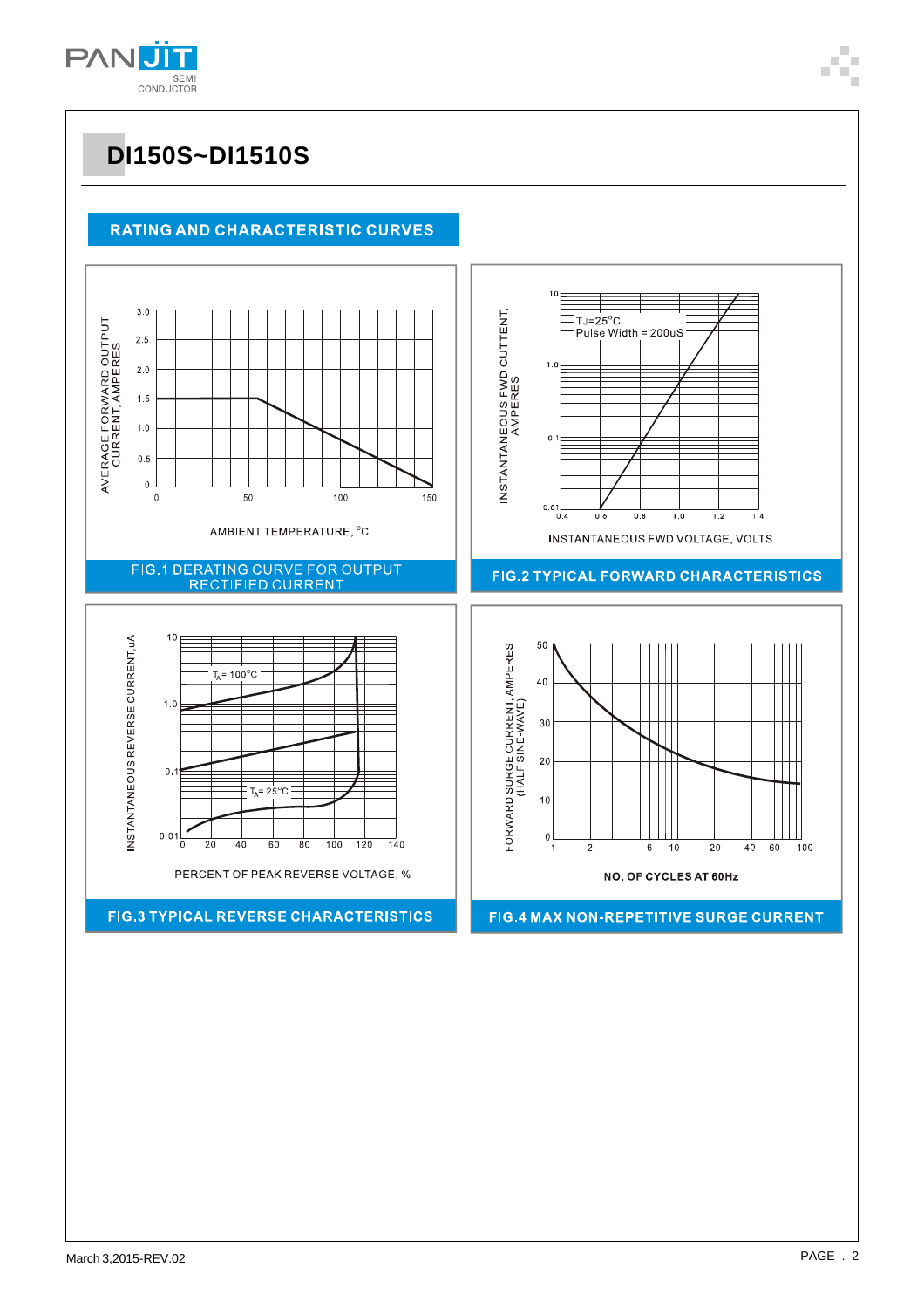# DI150S~DI1510S

## RATING AND CHARACTERISTIC CURVES

AVERAGE FORWARD OUTPUT CURRENT, AMPERES

3.0 2.5 2.0 1.5 1.0 0.5 0

0 50 100 150

AMBIENT TEMPERATURE, °C

**FIG.1 DERATING CURVE FOR OUTPUT RECTIFIED CURRENT**

INSTANTANEOUS FWD CUTTENT, AMPERES

10 1.0 0.1 0.01

TJ=25°C
Pulse Width = 200uS

0.4 0.6 0.8 1.0 1.2 1.4

INSTANTANEOUS FWD VOLTAGE, VOLTS

**FIG.2 TYPICAL FORWARD CHARACTERISTICS**

INSTANTANEOUS REVERSE CURRENT,uA

10 1.0 0.1 0.01

$T_A$= 100°C

$T_A$= 25°C

0 20 40 60 80 100 120 140

PERCENT OF PEAK REVERSE VOLTAGE, %

**FIG.3 TYPICAL REVERSE CHARACTERISTICS**

FORWARD SURGE CURRENT, AMPERES (HALF SINE-WAVE)

50 40 30 20 10 0

1 2 6 10 20 40 60 100

NO. OF CYCLES AT 60Hz

**FIG.4 MAX NON-REPETITIVE SURGE CURRENT**

March 3,2015-REV.02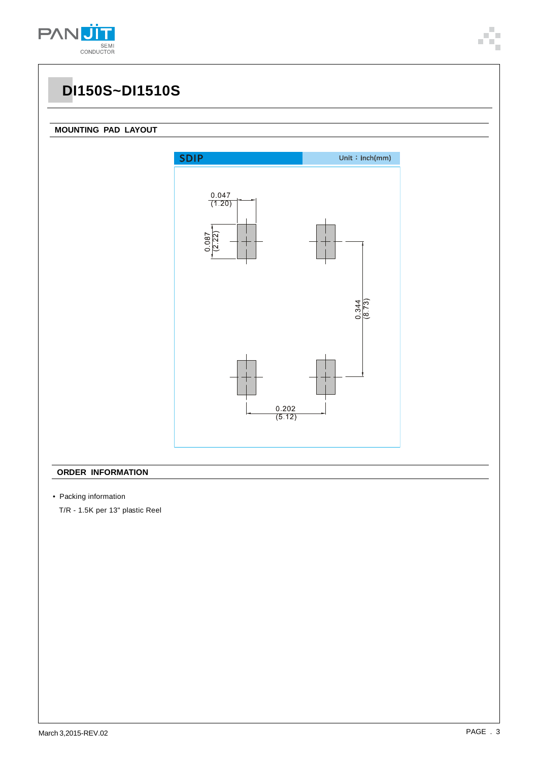# DI150S~DI1510S

## MOUNTING PAD LAYOUT

SDIP

Unit：inch(mm)

0.047 (1.20)

0.087 (2.22)

0.344 (8.73)

0.202 (5.12)

## ORDER INFORMATION

- Packing information

  T/R - 1.5K per 13" plastic Reel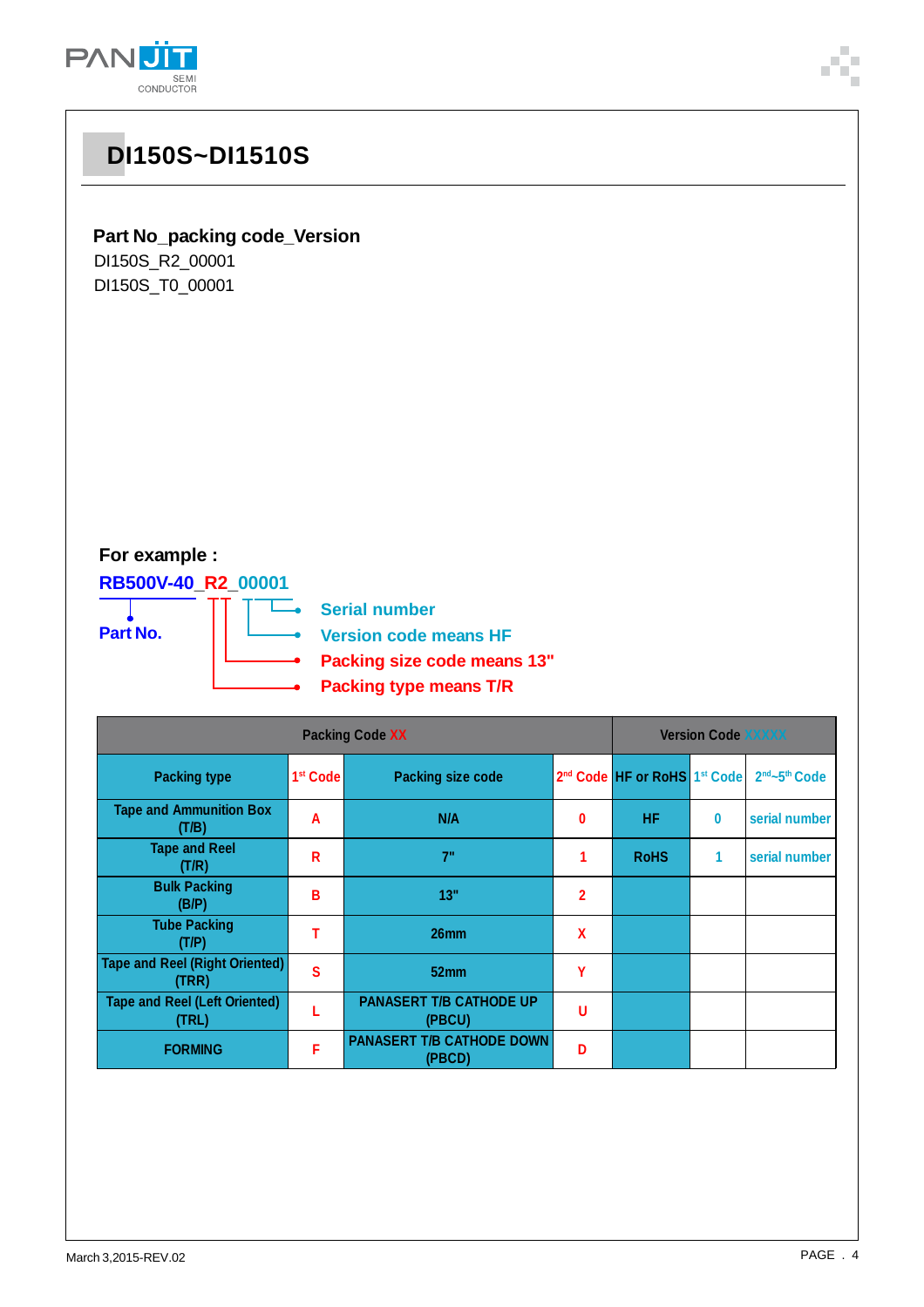# DI150S~DI1510S

**Part No_packing code_Version**

DI150S_R2_00001

DI150S_T0_00001

**For example :**

**RB500V-40_R2_00001**

- **Part No.**
- **Serial number**
- **Version code means HF**
- **Packing size code means 13"**
- **Packing type means T/R**

| Packing Code XX | | | | Version Code XXXXX | | |
|---|---|---|---|---|---|---|
| Packing type | 1st Code | Packing size code | 2nd Code | HF or RoHS | 1st Code | 2nd~5th Code |
| Tape and Ammunition Box (T/B) | A | N/A | 0 | HF | 0 | serial number |
| Tape and Reel (T/R) | R | 7" | 1 | RoHS | 1 | serial number |
| Bulk Packing (B/P) | B | 13" | 2 | | | |
| Tube Packing (T/P) | T | 26mm | X | | | |
| Tape and Reel (Right Oriented) (TRR) | S | 52mm | Y | | | |
| Tape and Reel (Left Oriented) (TRL) | L | PANASERT T/B CATHODE UP (PBCU) | U | | | |
| FORMING | F | PANASERT T/B CATHODE DOWN (PBCD) | D | | | |

March 3,2015-REV.02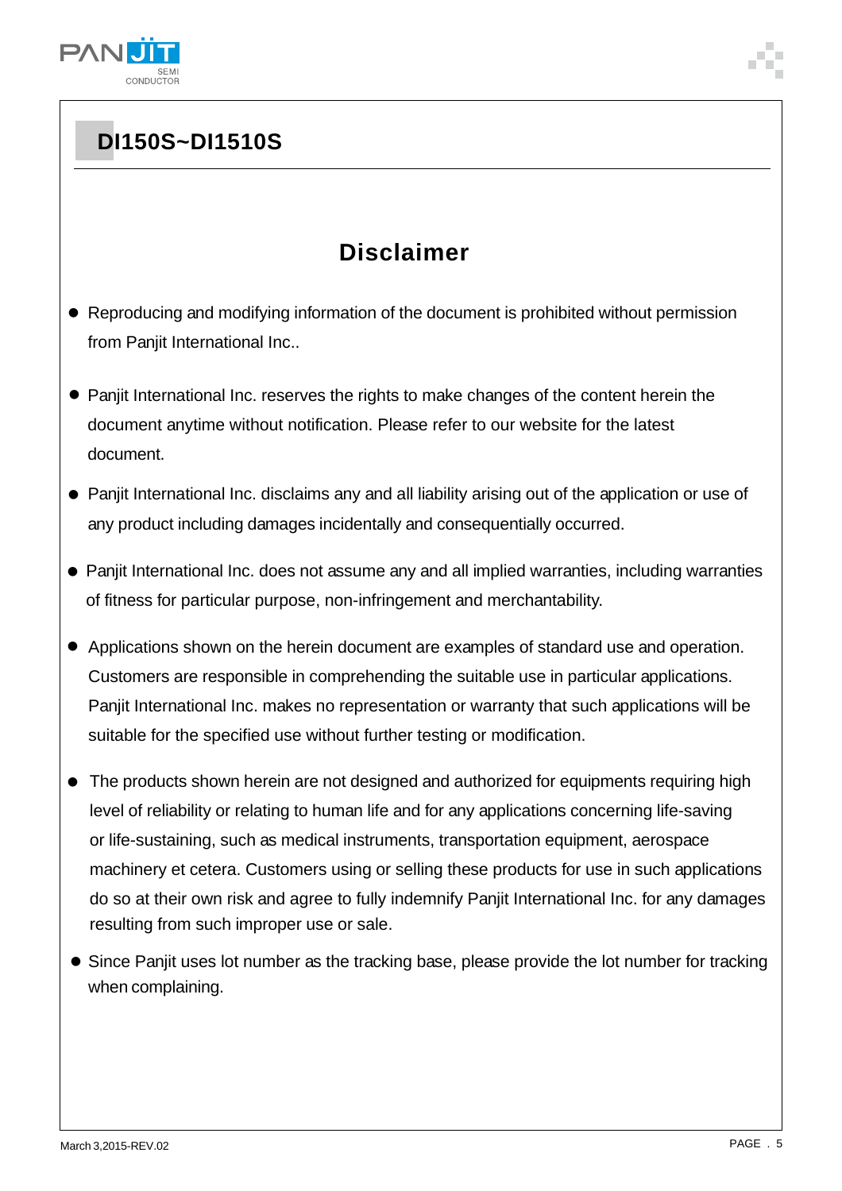# DI150S~DI1510S

## Disclaimer

- Reproducing and modifying information of the document is prohibited without permission from Panjit International Inc..
- Panjit International Inc. reserves the rights to make changes of the content herein the document anytime without notification. Please refer to our website for the latest document.
- Panjit International Inc. disclaims any and all liability arising out of the application or use of any product including damages incidentally and consequentially occurred.
- Panjit International Inc. does not assume any and all implied warranties, including warranties of fitness for particular purpose, non-infringement and merchantability.
- Applications shown on the herein document are examples of standard use and operation. Customers are responsible in comprehending the suitable use in particular applications. Panjit International Inc. makes no representation or warranty that such applications will be suitable for the specified use without further testing or modification.
- The products shown herein are not designed and authorized for equipments requiring high level of reliability or relating to human life and for any applications concerning life-saving or life-sustaining, such as medical instruments, transportation equipment, aerospace machinery et cetera. Customers using or selling these products for use in such applications do so at their own risk and agree to fully indemnify Panjit International Inc. for any damages resulting from such improper use or sale.
- Since Panjit uses lot number as the tracking base, please provide the lot number for tracking when complaining.

March 3,2015-REV.02